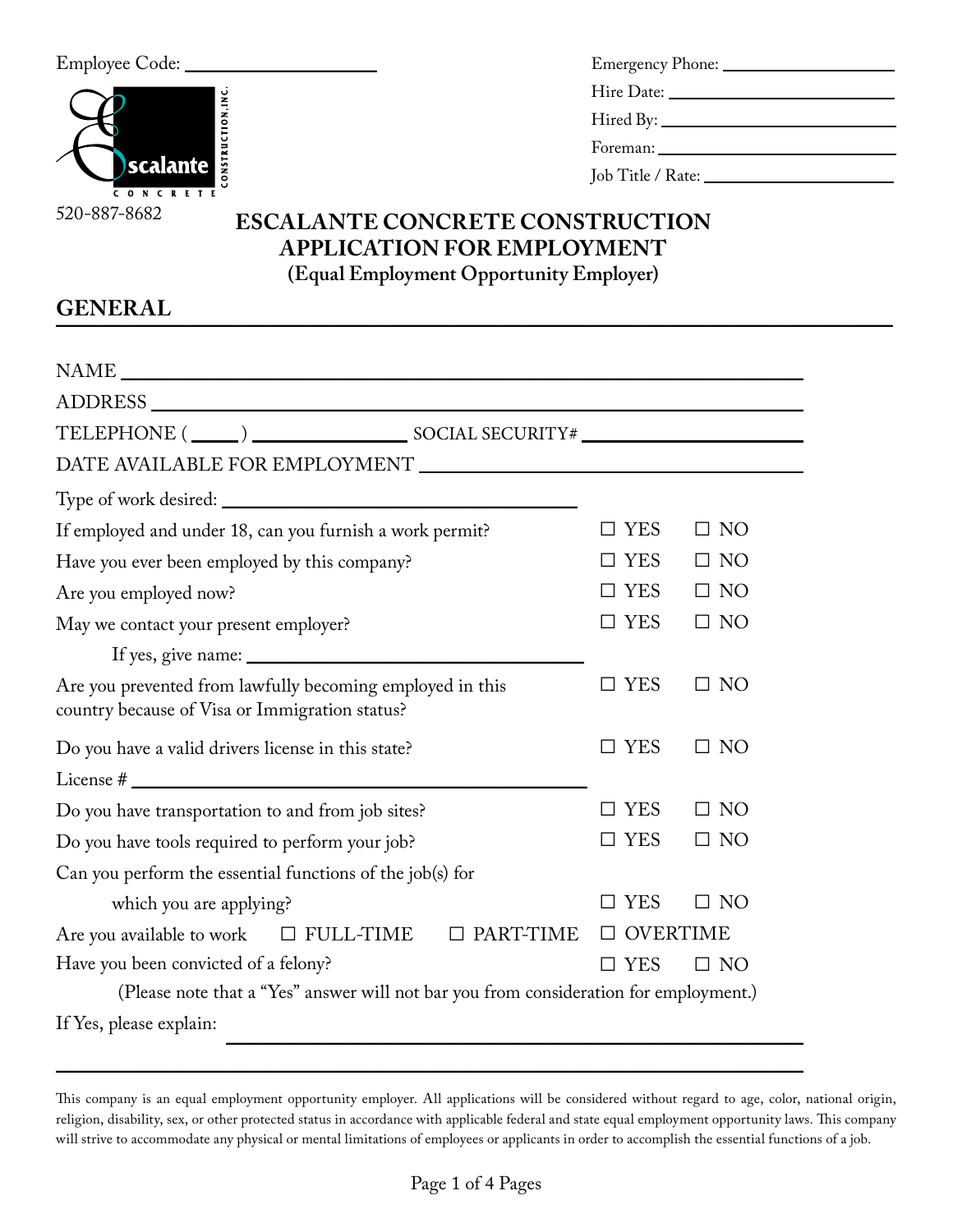Employee Code: ____________________

Escalante Concrete Construction, Inc.

520-887-8682

Emergency Phone: ____________________

Hire Date: ____________________

Hired By: ____________________

Foreman: ____________________

Job Title / Rate: ____________________

# ESCALANTE CONCRETE CONSTRUCTION
# APPLICATION FOR EMPLOYMENT
**(Equal Employment Opportunity Employer)**

## GENERAL

NAME ____________________________________________

ADDRESS ____________________________________________

TELEPHONE ( _____ ) ________________ SOCIAL SECURITY# ____________________

DATE AVAILABLE FOR EMPLOYMENT ____________________________

Type of work desired: ____________________________

If employed and under 18, can you furnish a work permit? ☐ YES ☐ NO

Have you ever been employed by this company? ☐ YES ☐ NO

Are you employed now? ☐ YES ☐ NO

May we contact your present employer? ☐ YES ☐ NO

If yes, give name: ____________________________

Are you prevented from lawfully becoming employed in this country because of Visa or Immigration status? ☐ YES ☐ NO

Do you have a valid drivers license in this state? ☐ YES ☐ NO

License # ____________________________

Do you have transportation to and from job sites? ☐ YES ☐ NO

Do you have tools required to perform your job? ☐ YES ☐ NO

Can you perform the essential functions of the job(s) for which you are applying? ☐ YES ☐ NO

Are you available to work ☐ FULL-TIME ☐ PART-TIME ☐ OVERTIME

Have you been convicted of a felony? ☐ YES ☐ NO

(Please note that a "Yes" answer will not bar you from consideration for employment.)

If Yes, please explain: ____________________________________________

____________________________________________

This company is an equal employment opportunity employer. All applications will be considered without regard to age, color, national origin, religion, disability, sex, or other protected status in accordance with applicable federal and state equal employment opportunity laws. This company will strive to accommodate any physical or mental limitations of employees or applicants in order to accomplish the essential functions of a job.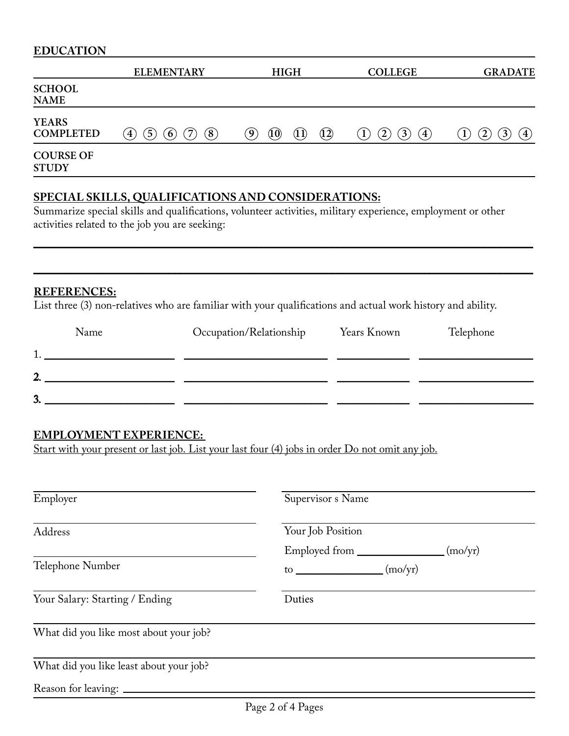## EDUCATION

| | ELEMENTARY | HIGH | COLLEGE | GRADATE |
|---|---|---|---|---|
| **SCHOOL NAME** | | | | |
| **YEARS COMPLETED** | ④ ⑤ ⑥ ⑦ ⑧ | ⑨ ⑩ ⑪ ⑫ | ① ② ③ ④ | ① ② ③ ④ |
| **COURSE OF STUDY** | | | | |

## SPECIAL SKILLS, QUALIFICATIONS AND CONSIDERATIONS:

Summarize special skills and qualifications, volunteer activities, military experience, employment or other activities related to the job you are seeking:

______________________________________________________________________________

______________________________________________________________________________

## REFERENCES:

List three (3) non-relatives who are familiar with your qualifications and actual work history and ability.

| | Name | Occupation/Relationship | Years Known | Telephone |
|---|---|---|---|---|
| 1. | | | | |
| 2. | | | | |
| 3. | | | | |

## EMPLOYMENT EXPERIENCE:

Start with your present or last job. List your last four (4) jobs in order Do not omit any job.

| | |
|---|---|
| Employer | Supervisor s Name |
| Address | Your Job Position |
| Telephone Number | Employed from ______________ (mo/yr) to ______________ (mo/yr) |
| Your Salary: Starting / Ending | Duties |

What did you like most about your job?

What did you like least about your job?

Reason for leaving: ______________________________________________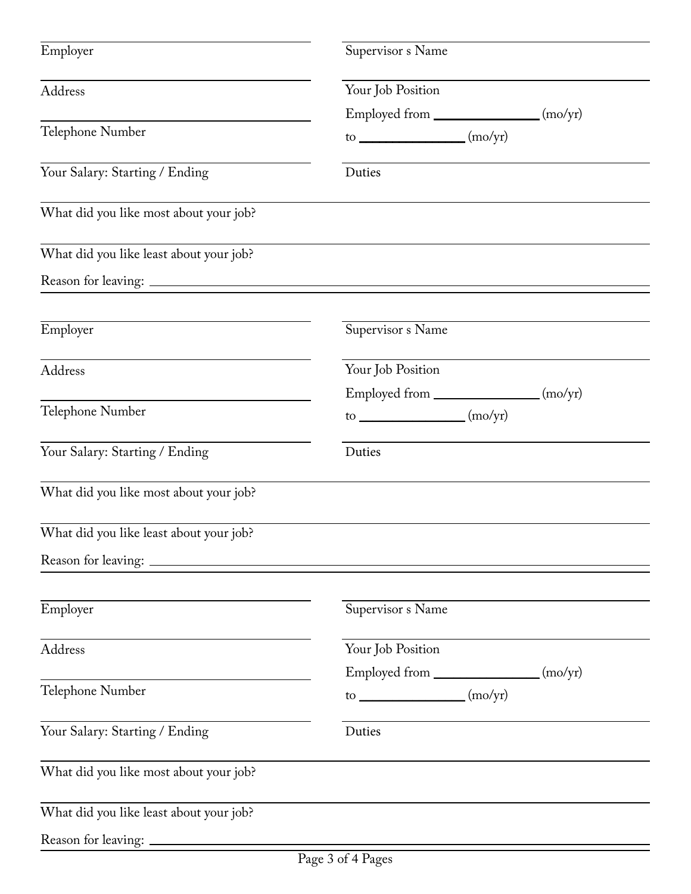Employer

Address

Telephone Number

Your Salary: Starting / Ending

Supervisor s Name

Your Job Position

Employed from ________________ (mo/yr)

to ________________ (mo/yr)

Duties

What did you like most about your job?

What did you like least about your job?

Reason for leaving: ________________________________________________

---

Employer

Address

Telephone Number

Your Salary: Starting / Ending

Supervisor s Name

Your Job Position

Employed from ________________ (mo/yr)

to ________________ (mo/yr)

Duties

What did you like most about your job?

What did you like least about your job?

Reason for leaving: ________________________________________________

---

Employer

Address

Telephone Number

Your Salary: Starting / Ending

Supervisor s Name

Your Job Position

Employed from ________________ (mo/yr)

to ________________ (mo/yr)

Duties

What did you like most about your job?

What did you like least about your job?

Reason for leaving: ________________________________________________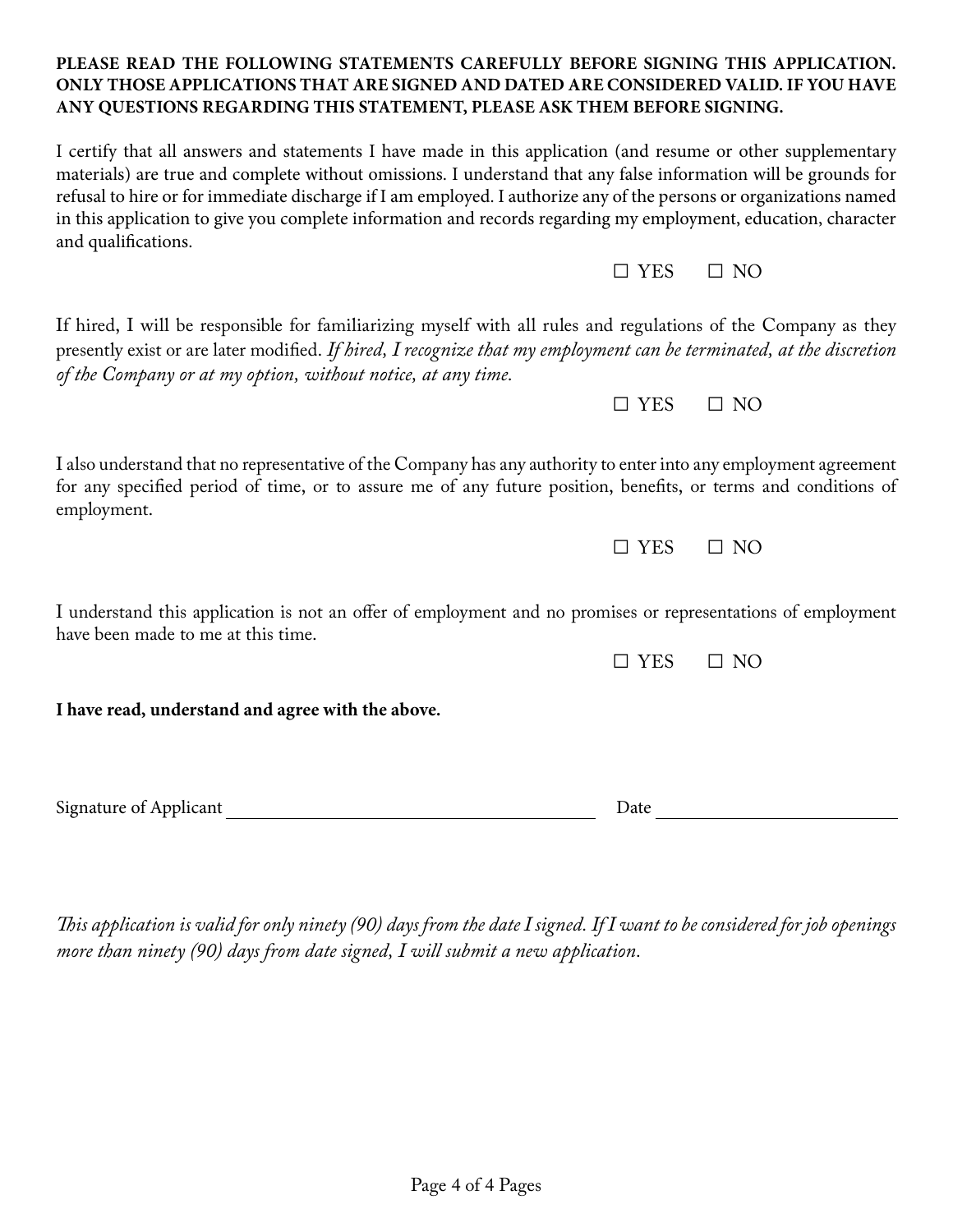**PLEASE READ THE FOLLOWING STATEMENTS CAREFULLY BEFORE SIGNING THIS APPLICATION. ONLY THOSE APPLICATIONS THAT ARE SIGNED AND DATED ARE CONSIDERED VALID. IF YOU HAVE ANY QUESTIONS REGARDING THIS STATEMENT, PLEASE ASK THEM BEFORE SIGNING.**

I certify that all answers and statements I have made in this application (and resume or other supplementary materials) are true and complete without omissions. I understand that any false information will be grounds for refusal to hire or for immediate discharge if I am employed. I authorize any of the persons or organizations named in this application to give you complete information and records regarding my employment, education, character and qualifications.

☐ YES ☐ NO

If hired, I will be responsible for familiarizing myself with all rules and regulations of the Company as they presently exist or are later modified. *If hired, I recognize that my employment can be terminated, at the discretion of the Company or at my option, without notice, at any time.*

☐ YES ☐ NO

I also understand that no representative of the Company has any authority to enter into any employment agreement for any specified period of time, or to assure me of any future position, benefits, or terms and conditions of employment.

☐ YES ☐ NO

I understand this application is not an offer of employment and no promises or representations of employment have been made to me at this time.

☐ YES ☐ NO

**I have read, understand and agree with the above.**

Signature of Applicant ______________________________ Date ____________________

*This application is valid for only ninety (90) days from the date I signed. If I want to be considered for job openings more than ninety (90) days from date signed, I will submit a new application.*